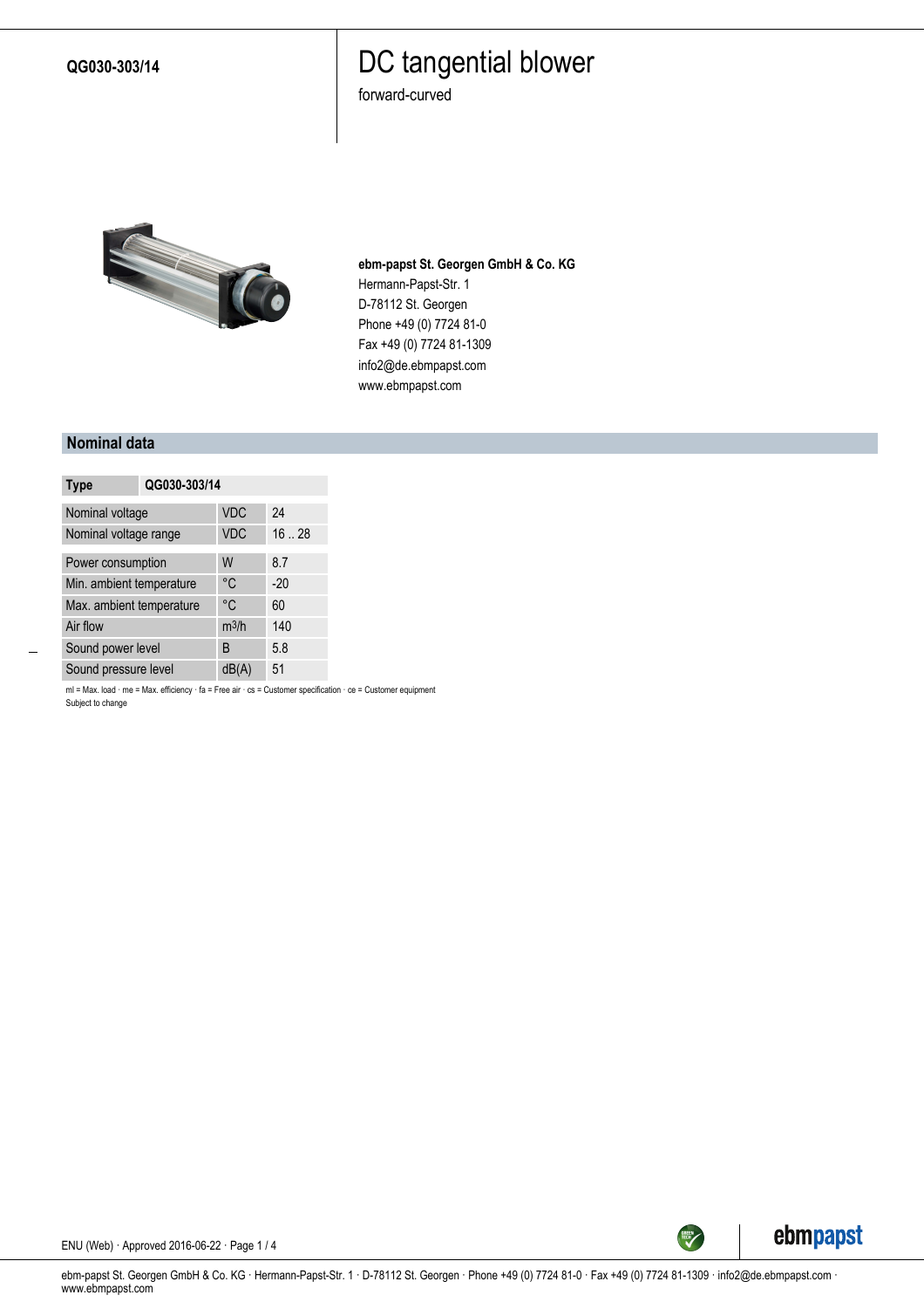**QG030-303/14**

# DC tangential blower

forward-curved

**ebm-papst St. Georgen GmbH & Co. KG**
Hermann-Papst-Str. 1
D-78112 St. Georgen
Phone +49 (0) 7724 81-0
Fax +49 (0) 7724 81-1309
info2@de.ebmpapst.com
www.ebmpapst.com

## Nominal data

| Type | | QG030-303/14 |
|---|---|---|
| Nominal voltage | VDC | 24 |
| Nominal voltage range | VDC | 16 .. 28 |
| Power consumption | W | 8.7 |
| Min. ambient temperature | °C | -20 |
| Max. ambient temperature | °C | 60 |
| Air flow | $m^3/h$ | 140 |
| Sound power level | B | 5.8 |
| Sound pressure level | dB(A) | 51 |

ml = Max. load · me = Max. efficiency · fa = Free air · cs = Customer specification · ce = Customer equipment
Subject to change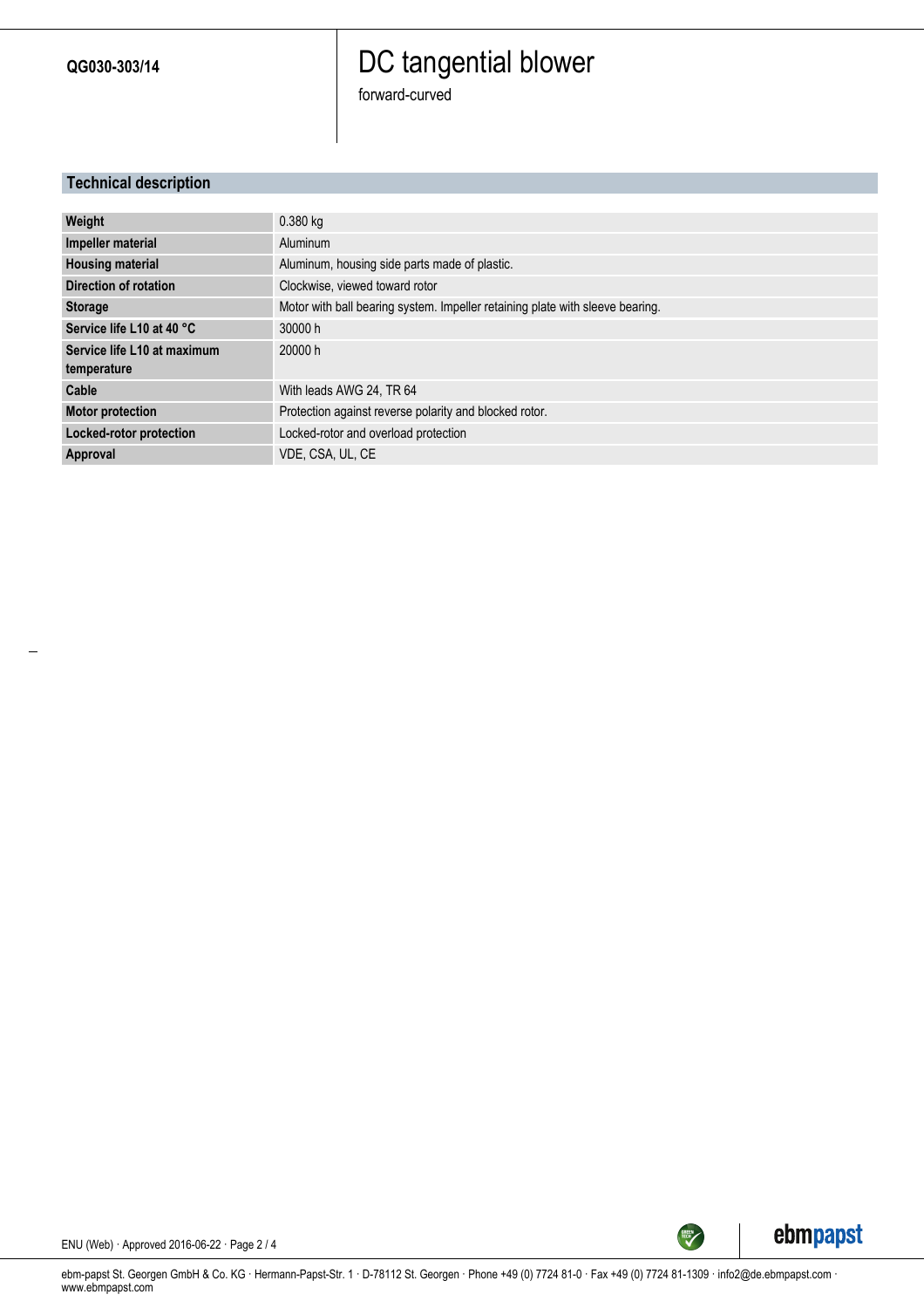QG030-303/14

# DC tangential blower

forward-curved

## Technical description

| | |
|---|---|
| **Weight** | 0.380 kg |
| **Impeller material** | Aluminum |
| **Housing material** | Aluminum, housing side parts made of plastic. |
| **Direction of rotation** | Clockwise, viewed toward rotor |
| **Storage** | Motor with ball bearing system. Impeller retaining plate with sleeve bearing. |
| **Service life L10 at 40 °C** | 30000 h |
| **Service life L10 at maximum temperature** | 20000 h |
| **Cable** | With leads AWG 24, TR 64 |
| **Motor protection** | Protection against reverse polarity and blocked rotor. |
| **Locked-rotor protection** | Locked-rotor and overload protection |
| **Approval** | VDE, CSA, UL, CE |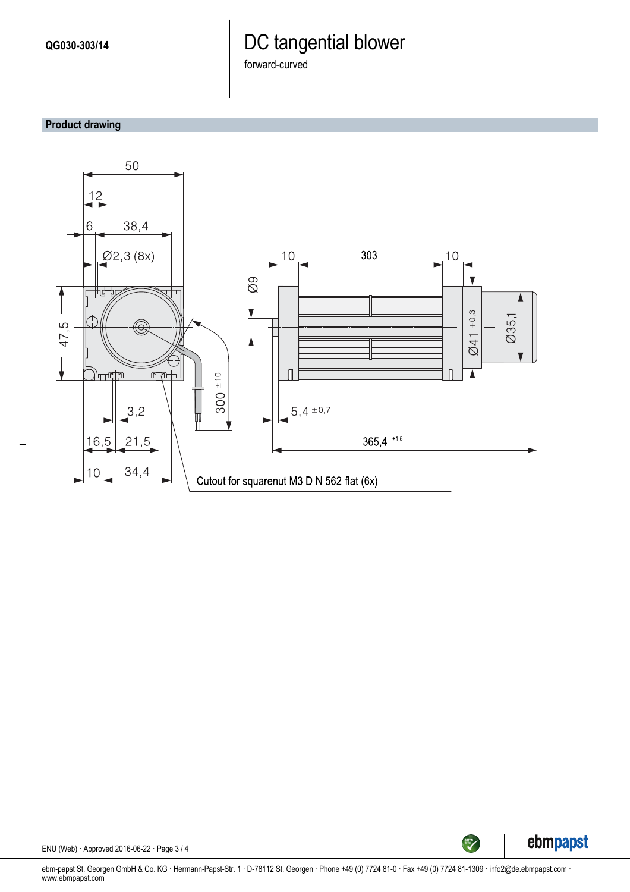QG030-303/14

# DC tangential blower

forward-curved

## Product drawing

50

12

6 38,4

Ø2,3 (8x)

47,5

3,2

16,5 21,5

10 34,4

300 ±10

Cutout for squarenut M3 DIN 562-flat (6x)

10 303 10

Ø9

Ø41 +0,3

Ø35,1

5,4 ±0,7

365,4 +1,5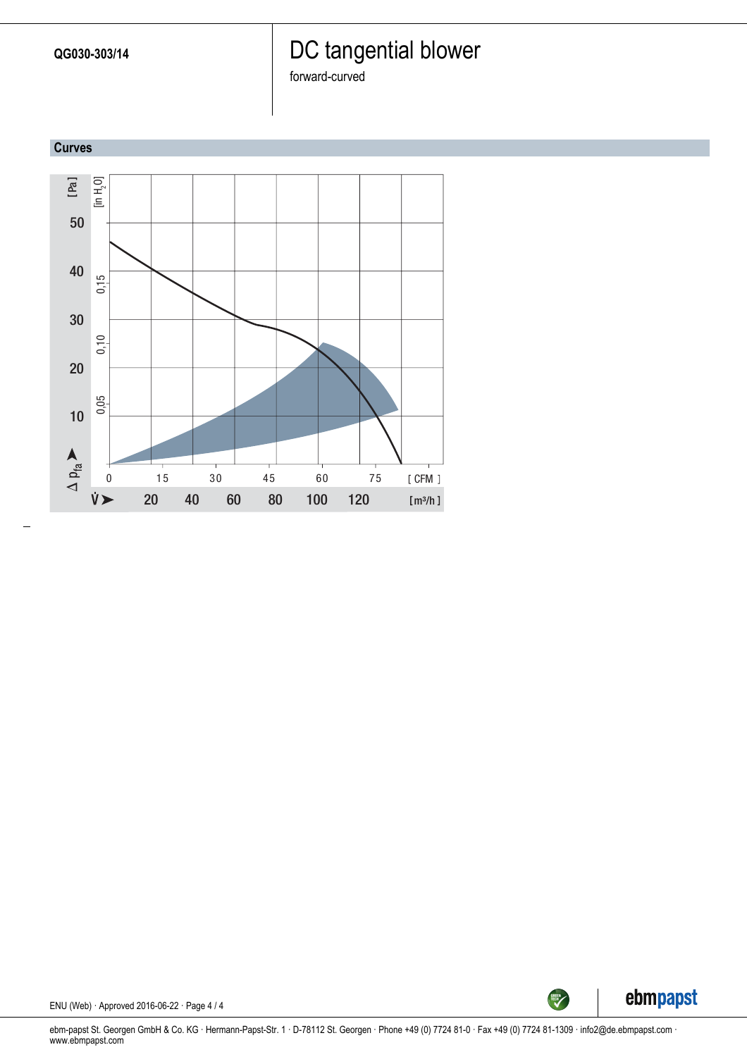QG030-303/14

# DC tangential blower

forward-curved

## Curves

[Pa]
[in H2O]
50
40
0,15
30
0,10
20
0,05
10
Δ $p_{fa}$

0
15
30
45
60
75
[ CFM ]

V̇
20
40
60
80
100
120
[m³/h]

ENU (Web) · Approved 2016-06-22

ebm-papst St. Georgen GmbH & Co. KG · Hermann-Papst-Str. 1 · D-78112 St. Georgen · Phone +49 (0) 7724 81-0 · Fax +49 (0) 7724 81-1309 · info2@de.ebmpapst.com · www.ebmpapst.com